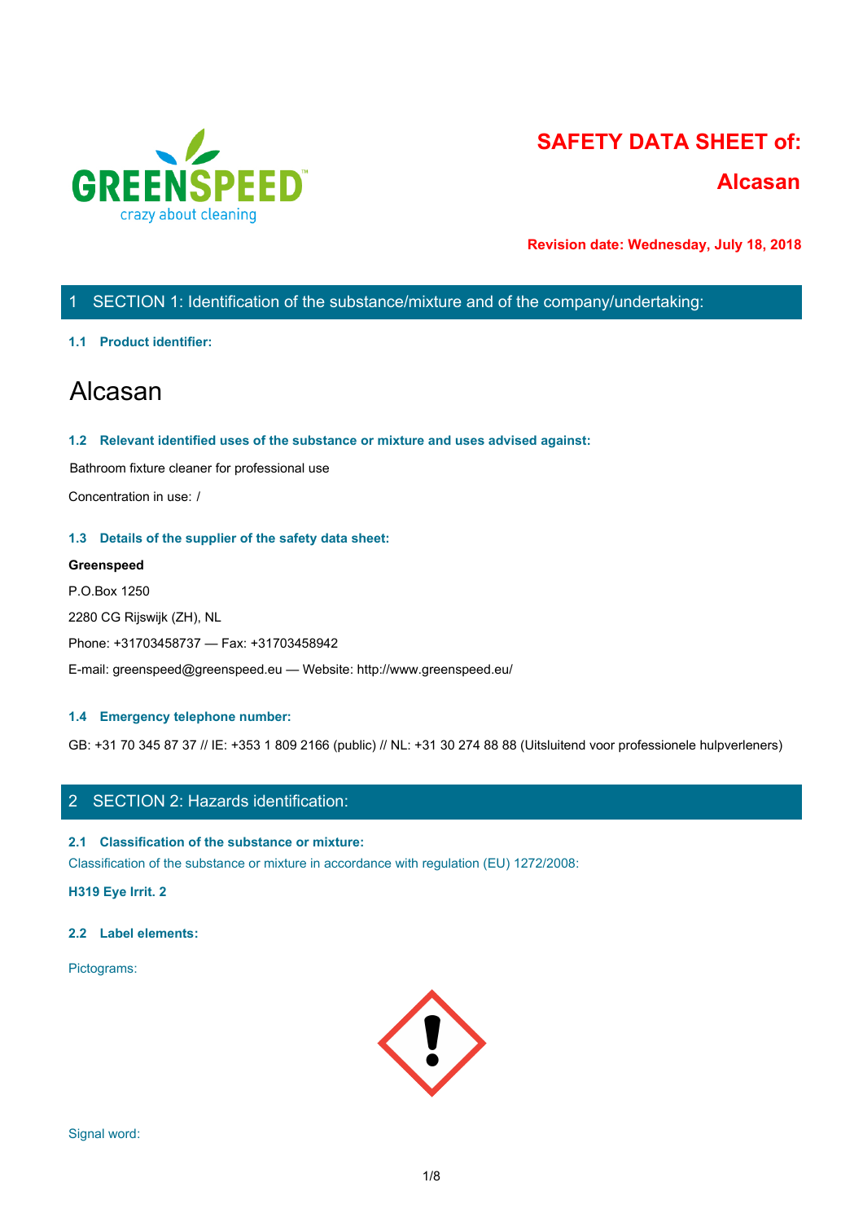# SAFETY DATA SHEET of:

# Alcasan

**Revision date: Wednesday, July 18, 2018**

## 1 SECTION 1: Identification of the substance/mixture and of the company/undertaking:

### 1.1 Product identifier:

# Alcasan

### 1.2 Relevant identified uses of the substance or mixture and uses advised against:

Bathroom fixture cleaner for professional use

Concentration in use: /

### 1.3 Details of the supplier of the safety data sheet:

**Greenspeed**

P.O.Box 1250

2280 CG Rijswijk (ZH), NL

Phone: +31703458737 — Fax: +31703458942

E-mail: greenspeed@greenspeed.eu — Website: http://www.greenspeed.eu/

### 1.4 Emergency telephone number:

GB: +31 70 345 87 37 // IE: +353 1 809 2166 (public) // NL: +31 30 274 88 88 (Uitsluitend voor professionele hulpverleners)

## 2 SECTION 2: Hazards identification:

### 2.1 Classification of the substance or mixture:

Classification of the substance or mixture in accordance with regulation (EU) 1272/2008:

**H319 Eye Irrit. 2**

### 2.2 Label elements:

Pictograms:

Signal word: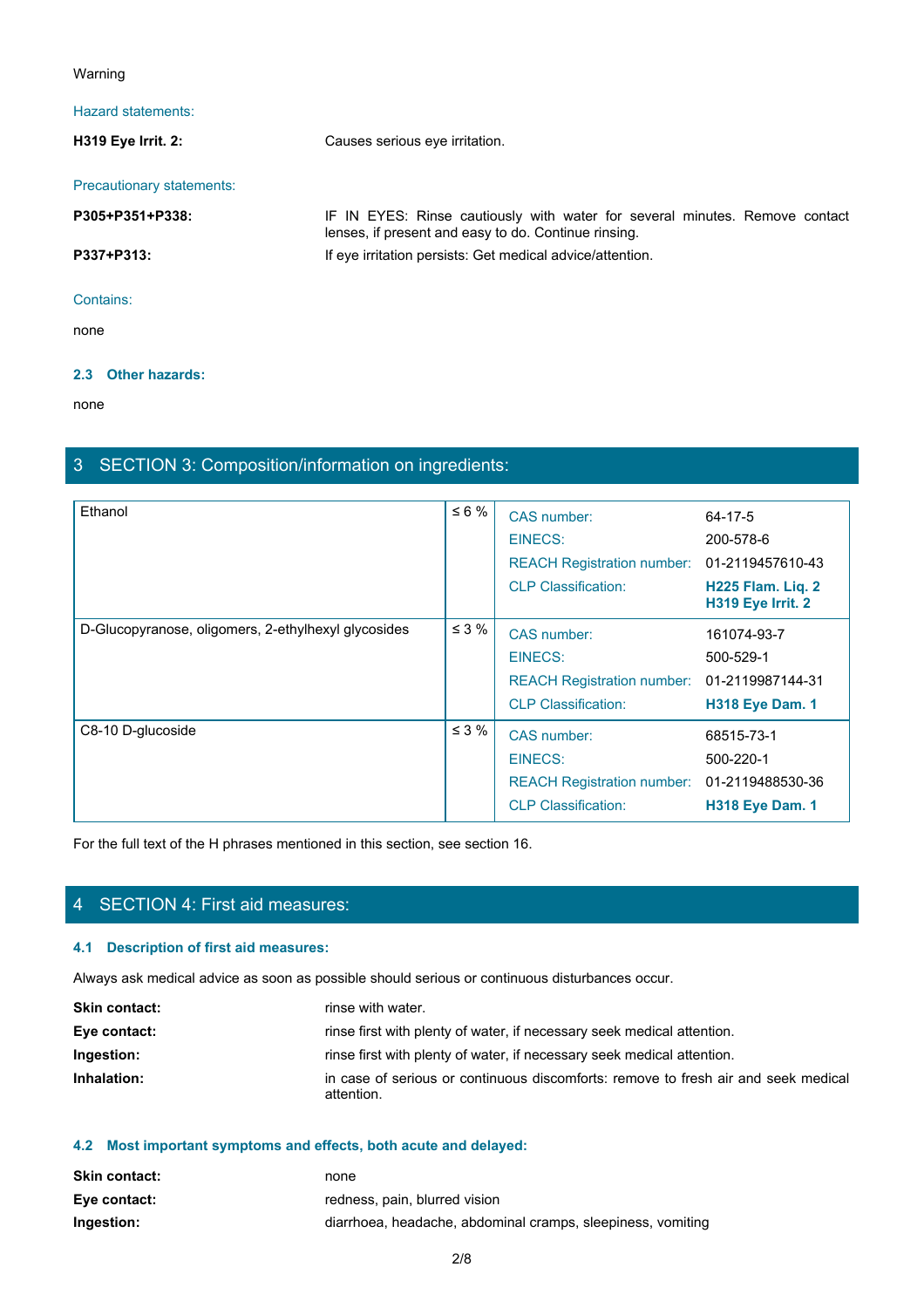Warning

Hazard statements:

**H319 Eye Irrit. 2:** Causes serious eye irritation.

Precautionary statements:

**P305+P351+P338:** IF IN EYES: Rinse cautiously with water for several minutes. Remove contact lenses, if present and easy to do. Continue rinsing.

**P337+P313:** If eye irritation persists: Get medical advice/attention.

Contains:

none

### 2.3 Other hazards:

none

## 3 SECTION 3: Composition/information on ingredients:

| Ingredient | Concentration | Identifier | Value |
|---|---|---|---|
| Ethanol | ≤ 6 % | CAS number: | 64-17-5 |
| | | EINECS: | 200-578-6 |
| | | REACH Registration number: | 01-2119457610-43 |
| | | CLP Classification: | **H225 Flam. Liq. 2** **H319 Eye Irrit. 2** |
| D-Glucopyranose, oligomers, 2-ethylhexyl glycosides | ≤ 3 % | CAS number: | 161074-93-7 |
| | | EINECS: | 500-529-1 |
| | | REACH Registration number: | 01-2119987144-31 |
| | | CLP Classification: | **H318 Eye Dam. 1** |
| C8-10 D-glucoside | ≤ 3 % | CAS number: | 68515-73-1 |
| | | EINECS: | 500-220-1 |
| | | REACH Registration number: | 01-2119488530-36 |
| | | CLP Classification: | **H318 Eye Dam. 1** |

For the full text of the H phrases mentioned in this section, see section 16.

## 4 SECTION 4: First aid measures:

### 4.1 Description of first aid measures:

Always ask medical advice as soon as possible should serious or continuous disturbances occur.

**Skin contact:** rinse with water.

**Eye contact:** rinse first with plenty of water, if necessary seek medical attention.

**Ingestion:** rinse first with plenty of water, if necessary seek medical attention.

**Inhalation:** in case of serious or continuous discomforts: remove to fresh air and seek medical attention.

### 4.2 Most important symptoms and effects, both acute and delayed:

**Skin contact:** none

**Eye contact:** redness, pain, blurred vision

**Ingestion:** diarrhoea, headache, abdominal cramps, sleepiness, vomiting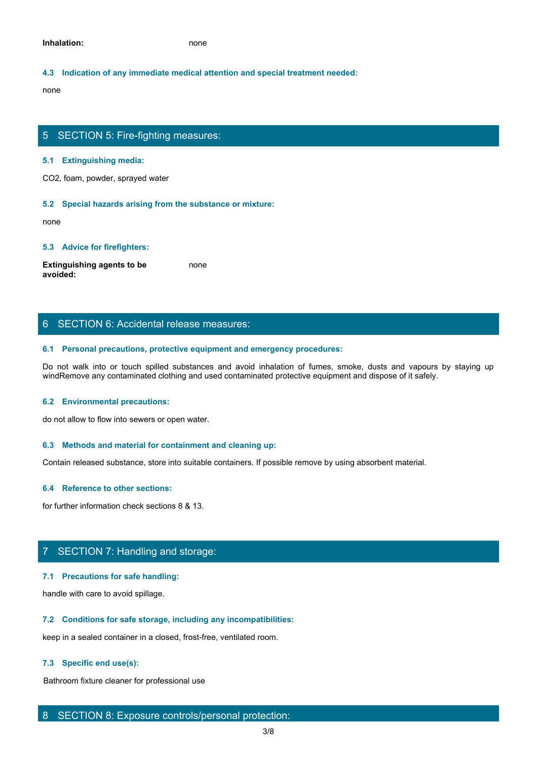**Inhalation:** none

### 4.3 Indication of any immediate medical attention and special treatment needed:

none

## 5 SECTION 5: Fire-fighting measures:

### 5.1 Extinguishing media:

$CO_2$, foam, powder, sprayed water

### 5.2 Special hazards arising from the substance or mixture:

none

### 5.3 Advice for firefighters:

**Extinguishing agents to be avoided:** none

## 6 SECTION 6: Accidental release measures:

### 6.1 Personal precautions, protective equipment and emergency procedures:

Do not walk into or touch spilled substances and avoid inhalation of fumes, smoke, dusts and vapours by staying up windRemove any contaminated clothing and used contaminated protective equipment and dispose of it safely.

### 6.2 Environmental precautions:

do not allow to flow into sewers or open water.

### 6.3 Methods and material for containment and cleaning up:

Contain released substance, store into suitable containers. If possible remove by using absorbent material.

### 6.4 Reference to other sections:

for further information check sections 8 & 13.

## 7 SECTION 7: Handling and storage:

### 7.1 Precautions for safe handling:

handle with care to avoid spillage.

### 7.2 Conditions for safe storage, including any incompatibilities:

keep in a sealed container in a closed, frost-free, ventilated room.

### 7.3 Specific end use(s):

Bathroom fixture cleaner for professional use

## 8 SECTION 8: Exposure controls/personal protection: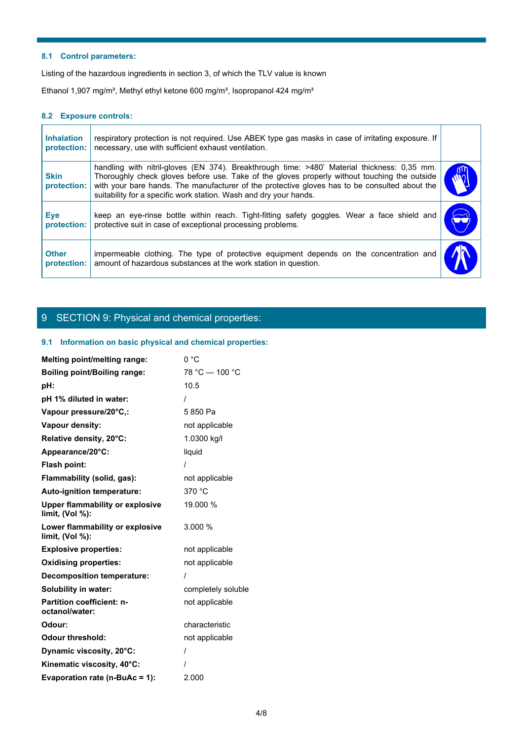### 8.1 Control parameters:

Listing of the hazardous ingredients in section 3, of which the TLV value is known

Ethanol 1,907 mg/m³, Methyl ethyl ketone 600 mg/m³, Isopropanol 424 mg/m³

### 8.2 Exposure controls:

| | | |
|---|---|---|
| **Inhalation protection:** | respiratory protection is not required. Use ABEK type gas masks in case of irritating exposure. If necessary, use with sufficient exhaust ventilation. | |
| **Skin protection:** | handling with nitril-gloves (EN 374). Breakthrough time: >480' Material thickness: 0,35 mm. Thoroughly check gloves before use. Take of the gloves properly without touching the outside with your bare hands. The manufacturer of the protective gloves has to be consulted about the suitability for a specific work station. Wash and dry your hands. | |
| **Eye protection:** | keep an eye-rinse bottle within reach. Tight-fitting safety goggles. Wear a face shield and protective suit in case of exceptional processing problems. | |
| **Other protection:** | impermeable clothing. The type of protective equipment depends on the concentration and amount of hazardous substances at the work station in question. | |

## 9 SECTION 9: Physical and chemical properties:

### 9.1 Information on basic physical and chemical properties:

| | |
|---|---|
| **Melting point/melting range:** | 0 °C |
| **Boiling point/Boiling range:** | 78 °C — 100 °C |
| **pH:** | 10.5 |
| **pH 1% diluted in water:** | / |
| **Vapour pressure/20°C,:** | 5 850 Pa |
| **Vapour density:** | not applicable |
| **Relative density, 20°C:** | 1.0300 kg/l |
| **Appearance/20°C:** | liquid |
| **Flash point:** | / |
| **Flammability (solid, gas):** | not applicable |
| **Auto-ignition temperature:** | 370 °C |
| **Upper flammability or explosive limit, (Vol %):** | 19.000 % |
| **Lower flammability or explosive limit, (Vol %):** | 3.000 % |
| **Explosive properties:** | not applicable |
| **Oxidising properties:** | not applicable |
| **Decomposition temperature:** | / |
| **Solubility in water:** | completely soluble |
| **Partition coefficient: n-octanol/water:** | not applicable |
| **Odour:** | characteristic |
| **Odour threshold:** | not applicable |
| **Dynamic viscosity, 20°C:** | / |
| **Kinematic viscosity, 40°C:** | / |
| **Evaporation rate (n-BuAc = 1):** | 2.000 |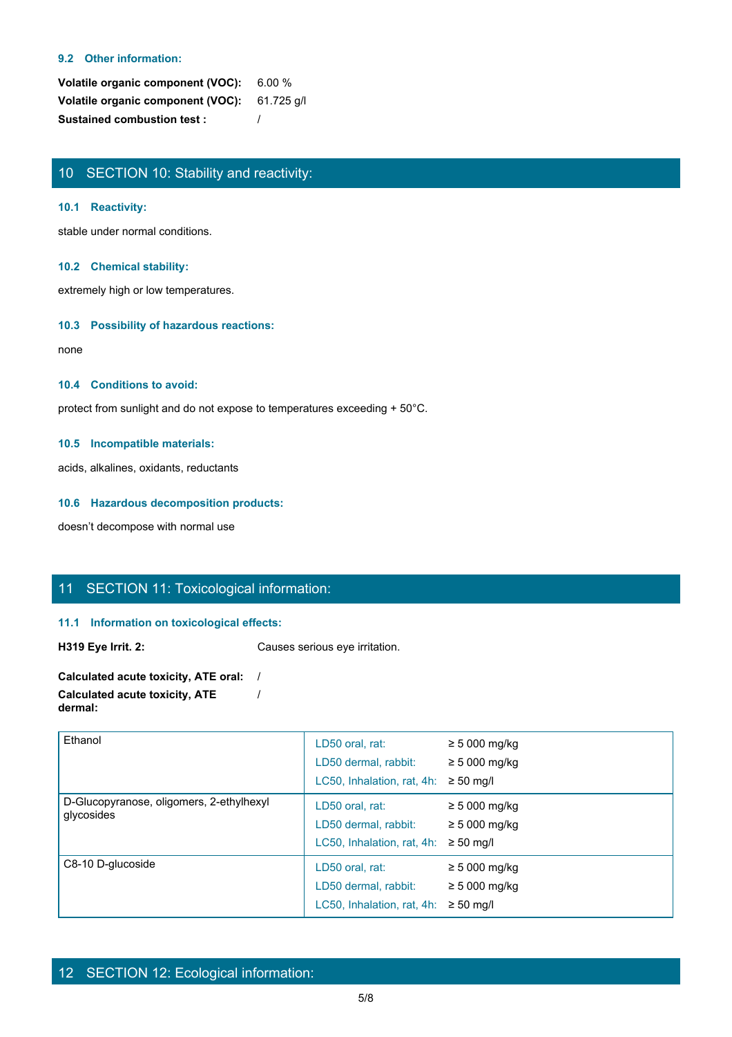### 9.2 Other information:

**Volatile organic component (VOC):** 6.00 %
**Volatile organic component (VOC):** 61.725 g/l
**Sustained combustion test :** /

## 10 SECTION 10: Stability and reactivity:

### 10.1 Reactivity:

stable under normal conditions.

### 10.2 Chemical stability:

extremely high or low temperatures.

### 10.3 Possibility of hazardous reactions:

none

### 10.4 Conditions to avoid:

protect from sunlight and do not expose to temperatures exceeding + 50°C.

### 10.5 Incompatible materials:

acids, alkalines, oxidants, reductants

### 10.6 Hazardous decomposition products:

doesn't decompose with normal use

## 11 SECTION 11: Toxicological information:

### 11.1 Information on toxicological effects:

**H319 Eye Irrit. 2:** Causes serious eye irritation.

**Calculated acute toxicity, ATE oral:** /
**Calculated acute toxicity, ATE dermal:** /

| Substance | Test | Value |
|---|---|---|
| Ethanol | LD50 oral, rat: | ≥ 5 000 mg/kg |
| | LD50 dermal, rabbit: | ≥ 5 000 mg/kg |
| | LC50, Inhalation, rat, 4h: | ≥ 50 mg/l |
| D-Glucopyranose, oligomers, 2-ethylhexyl glycosides | LD50 oral, rat: | ≥ 5 000 mg/kg |
| | LD50 dermal, rabbit: | ≥ 5 000 mg/kg |
| | LC50, Inhalation, rat, 4h: | ≥ 50 mg/l |
| C8-10 D-glucoside | LD50 oral, rat: | ≥ 5 000 mg/kg |
| | LD50 dermal, rabbit: | ≥ 5 000 mg/kg |
| | LC50, Inhalation, rat, 4h: | ≥ 50 mg/l |

## 12 SECTION 12: Ecological information: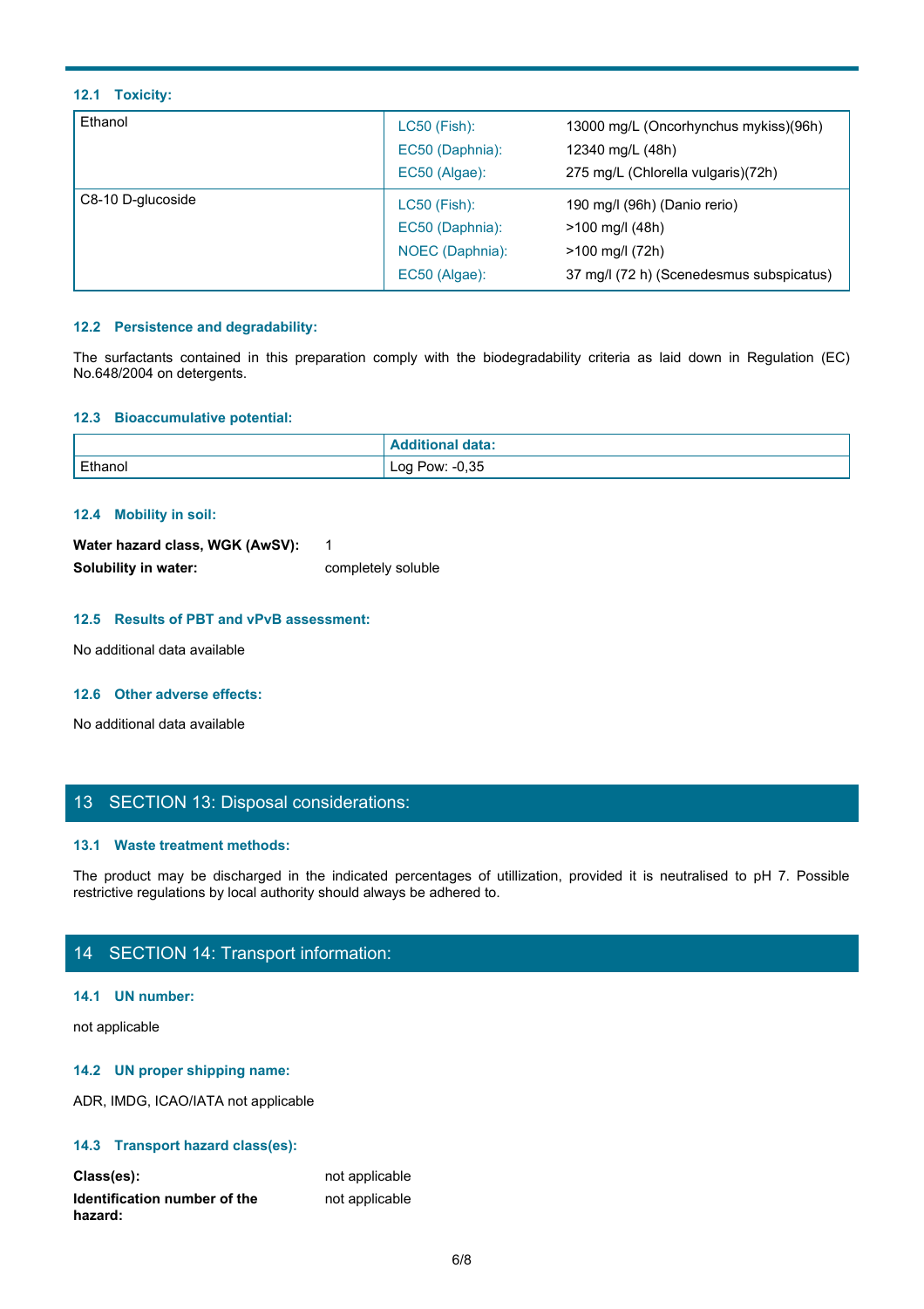### 12.1 Toxicity:

| | | |
|---|---|---|
| Ethanol | LC50 (Fish): | 13000 mg/L (Oncorhynchus mykiss)(96h) |
| | EC50 (Daphnia): | 12340 mg/L (48h) |
| | EC50 (Algae): | 275 mg/L (Chlorella vulgaris)(72h) |
| C8-10 D-glucoside | LC50 (Fish): | 190 mg/l (96h) (Danio rerio) |
| | EC50 (Daphnia): | >100 mg/l (48h) |
| | NOEC (Daphnia): | >100 mg/l (72h) |
| | EC50 (Algae): | 37 mg/l (72 h) (Scenedesmus subspicatus) |

### 12.2 Persistence and degradability:

The surfactants contained in this preparation comply with the biodegradability criteria as laid down in Regulation (EC) No.648/2004 on detergents.

### 12.3 Bioaccumulative potential:

| | Additional data: |
|---|---|
| Ethanol | Log Pow: -0,35 |

### 12.4 Mobility in soil:

**Water hazard class, WGK (AwSV):** 1

**Solubility in water:** completely soluble

### 12.5 Results of PBT and vPvB assessment:

No additional data available

### 12.6 Other adverse effects:

No additional data available

## 13 SECTION 13: Disposal considerations:

### 13.1 Waste treatment methods:

The product may be discharged in the indicated percentages of utillization, provided it is neutralised to pH 7. Possible restrictive regulations by local authority should always be adhered to.

## 14 SECTION 14: Transport information:

### 14.1 UN number:

not applicable

### 14.2 UN proper shipping name:

ADR, IMDG, ICAO/IATA not applicable

### 14.3 Transport hazard class(es):

**Class(es):** not applicable

**Identification number of the hazard:** not applicable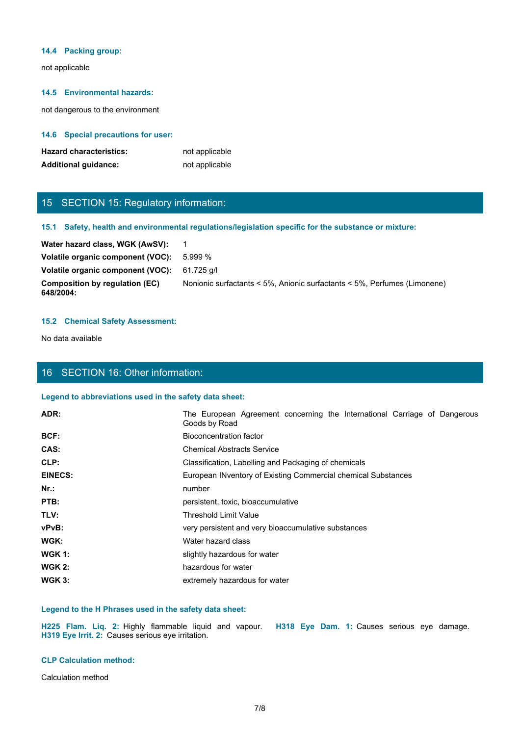### 14.4 Packing group:

not applicable

### 14.5 Environmental hazards:

not dangerous to the environment

### 14.6 Special precautions for user:

| | |
|---|---|
| **Hazard characteristics:** | not applicable |
| **Additional guidance:** | not applicable |

## 15 SECTION 15: Regulatory information:

### 15.1 Safety, health and environmental regulations/legislation specific for the substance or mixture:

| | |
|---|---|
| **Water hazard class, WGK (AwSV):** | 1 |
| **Volatile organic component (VOC):** | 5.999 % |
| **Volatile organic component (VOC):** | 61.725 g/l |
| **Composition by regulation (EC) 648/2004:** | Nonionic surfactants < 5%, Anionic surfactants < 5%, Perfumes (Limonene) |

### 15.2 Chemical Safety Assessment:

No data available

## 16 SECTION 16: Other information:

### Legend to abbreviations used in the safety data sheet:

| | |
|---|---|
| **ADR:** | The European Agreement concerning the International Carriage of Dangerous Goods by Road |
| **BCF:** | Bioconcentration factor |
| **CAS:** | Chemical Abstracts Service |
| **CLP:** | Classification, Labelling and Packaging of chemicals |
| **EINECS:** | European INventory of Existing Commercial chemical Substances |
| **Nr.:** | number |
| **PTB:** | persistent, toxic, bioaccumulative |
| **TLV:** | Threshold Limit Value |
| **vPvB:** | very persistent and very bioaccumulative substances |
| **WGK:** | Water hazard class |
| **WGK 1:** | slightly hazardous for water |
| **WGK 2:** | hazardous for water |
| **WGK 3:** | extremely hazardous for water |

### Legend to the H Phrases used in the safety data sheet:

**H225 Flam. Liq. 2:** Highly flammable liquid and vapour. **H318 Eye Dam. 1:** Causes serious eye damage. **H319 Eye Irrit. 2:** Causes serious eye irritation.

### CLP Calculation method:

Calculation method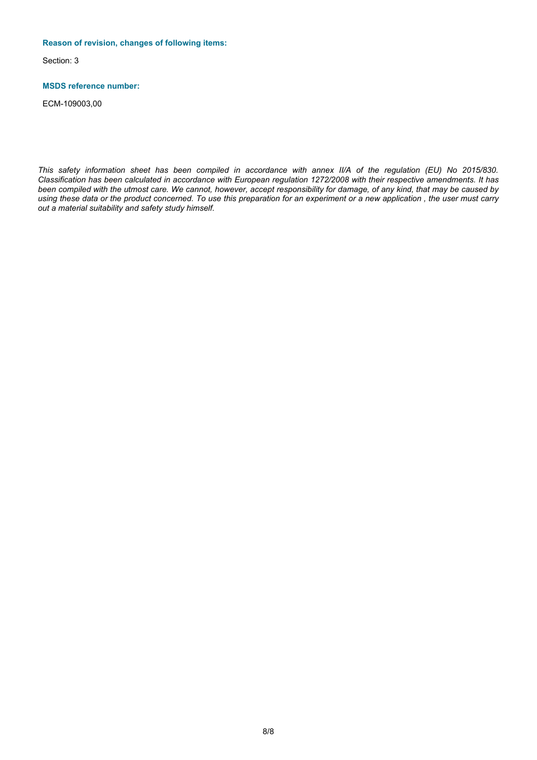**Reason of revision, changes of following items:**

Section: 3

**MSDS reference number:**

ECM-109003,00

*This safety information sheet has been compiled in accordance with annex II/A of the regulation (EU) No 2015/830. Classification has been calculated in accordance with European regulation 1272/2008 with their respective amendments. It has been compiled with the utmost care. We cannot, however, accept responsibility for damage, of any kind, that may be caused by using these data or the product concerned. To use this preparation for an experiment or a new application , the user must carry out a material suitability and safety study himself.*